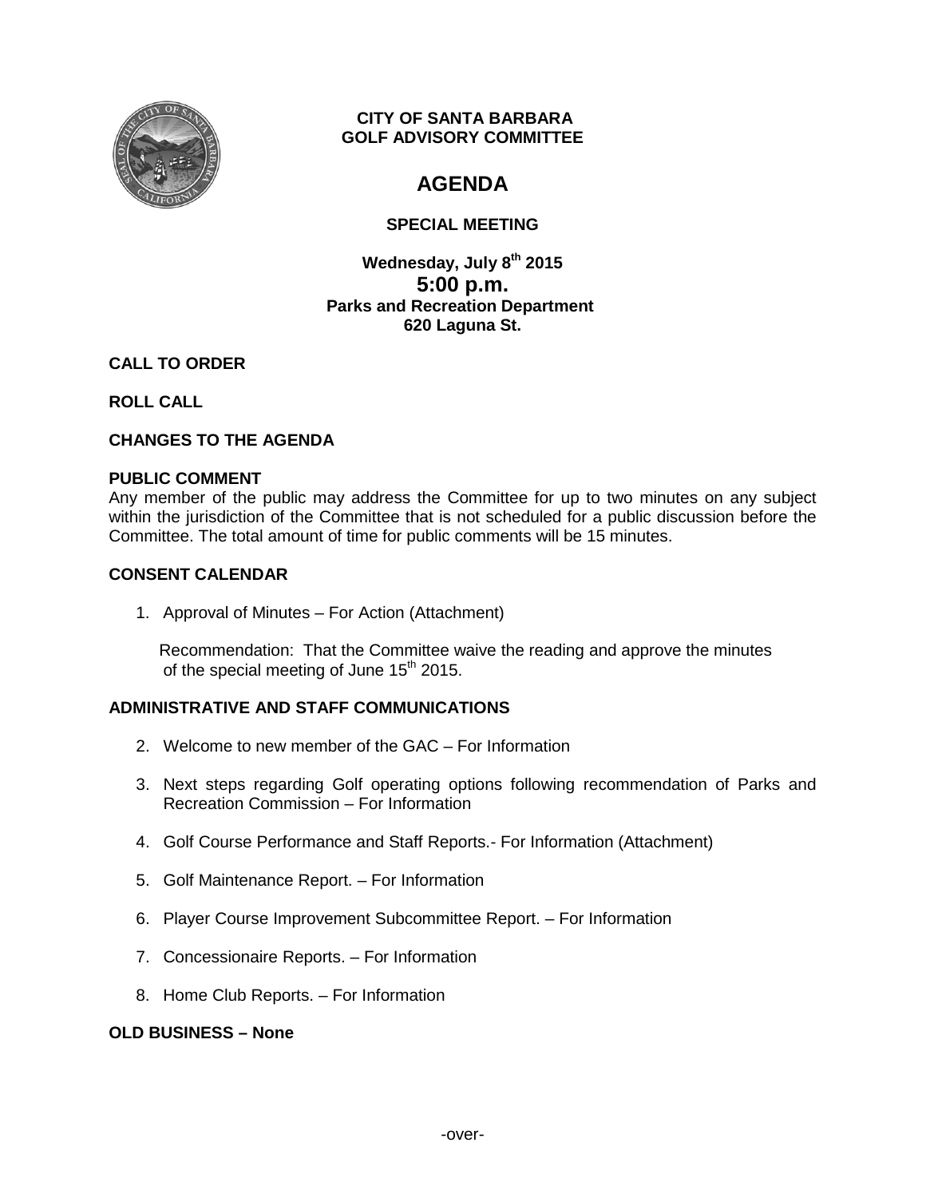**CITY OF SANTA BARBARA**
**GOLF ADVISORY COMMITTEE**

# AGENDA

## SPECIAL MEETING

**Wednesday, July 8th 2015**
**5:00 p.m.**
**Parks and Recreation Department**
**620 Laguna St.**

**CALL TO ORDER**

**ROLL CALL**

**CHANGES TO THE AGENDA**

**PUBLIC COMMENT**

Any member of the public may address the Committee for up to two minutes on any subject within the jurisdiction of the Committee that is not scheduled for a public discussion before the Committee. The total amount of time for public comments will be 15 minutes.

**CONSENT CALENDAR**

1. Approval of Minutes – For Action (Attachment)

   Recommendation: That the Committee waive the reading and approve the minutes of the special meeting of June 15th 2015.

**ADMINISTRATIVE AND STAFF COMMUNICATIONS**

2. Welcome to new member of the GAC – For Information
3. Next steps regarding Golf operating options following recommendation of Parks and Recreation Commission – For Information
4. Golf Course Performance and Staff Reports.- For Information (Attachment)
5. Golf Maintenance Report. – For Information
6. Player Course Improvement Subcommittee Report. – For Information
7. Concessionaire Reports. – For Information
8. Home Club Reports. – For Information

**OLD BUSINESS – None**

-over-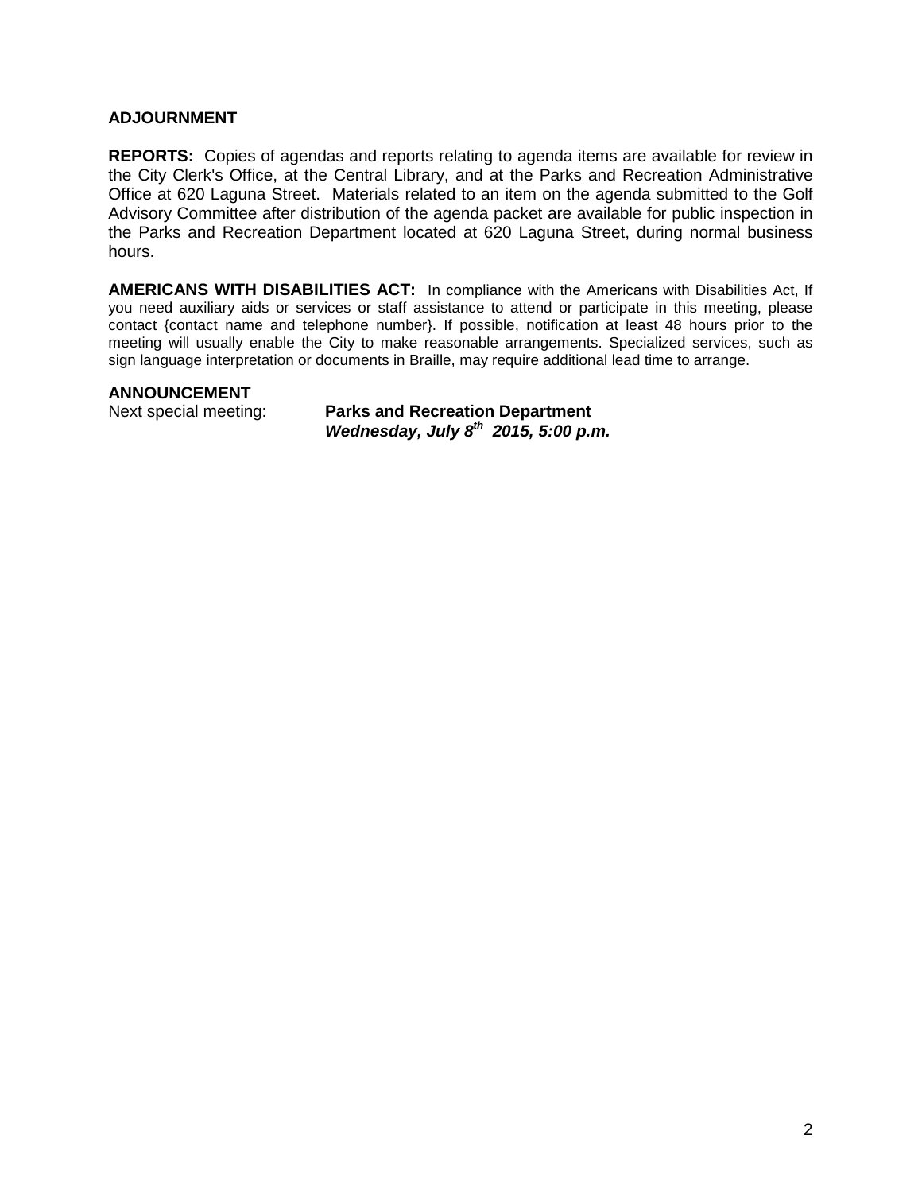**ADJOURNMENT**

**REPORTS:** Copies of agendas and reports relating to agenda items are available for review in the City Clerk's Office, at the Central Library, and at the Parks and Recreation Administrative Office at 620 Laguna Street. Materials related to an item on the agenda submitted to the Golf Advisory Committee after distribution of the agenda packet are available for public inspection in the Parks and Recreation Department located at 620 Laguna Street, during normal business hours.

**AMERICANS WITH DISABILITIES ACT:** In compliance with the Americans with Disabilities Act, If you need auxiliary aids or services or staff assistance to attend or participate in this meeting, please contact {contact name and telephone number}. If possible, notification at least 48 hours prior to the meeting will usually enable the City to make reasonable arrangements. Specialized services, such as sign language interpretation or documents in Braille, may require additional lead time to arrange.

**ANNOUNCEMENT**

Next special meeting: **Parks and Recreation Department**
***Wednesday, July 8th 2015, 5:00 p.m.***